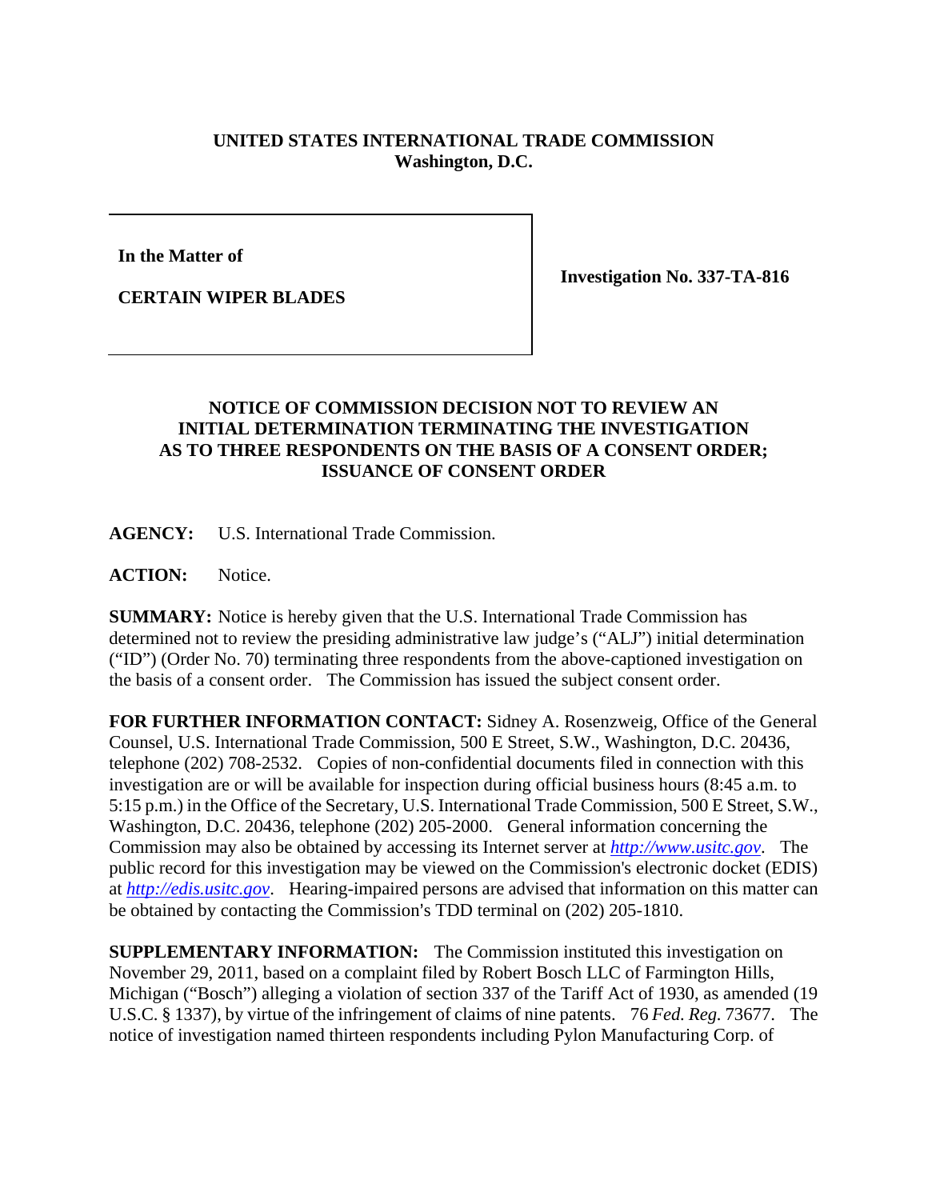**UNITED STATES INTERNATIONAL TRADE COMMISSION**
**Washington, D.C.**

| In the Matter of<br><br>CERTAIN WIPER BLADES | Investigation No. 337-TA-816 |
|---|---|

**NOTICE OF COMMISSION DECISION NOT TO REVIEW AN INITIAL DETERMINATION TERMINATING THE INVESTIGATION AS TO THREE RESPONDENTS ON THE BASIS OF A CONSENT ORDER; ISSUANCE OF CONSENT ORDER**

**AGENCY:** U.S. International Trade Commission.

**ACTION:** Notice.

**SUMMARY:** Notice is hereby given that the U.S. International Trade Commission has determined not to review the presiding administrative law judge's ("ALJ") initial determination ("ID") (Order No. 70) terminating three respondents from the above-captioned investigation on the basis of a consent order. The Commission has issued the subject consent order.

**FOR FURTHER INFORMATION CONTACT:** Sidney A. Rosenzweig, Office of the General Counsel, U.S. International Trade Commission, 500 E Street, S.W., Washington, D.C. 20436, telephone (202) 708-2532. Copies of non-confidential documents filed in connection with this investigation are or will be available for inspection during official business hours (8:45 a.m. to 5:15 p.m.) in the Office of the Secretary, U.S. International Trade Commission, 500 E Street, S.W., Washington, D.C. 20436, telephone (202) 205-2000. General information concerning the Commission may also be obtained by accessing its Internet server at *http://www.usitc.gov*. The public record for this investigation may be viewed on the Commission's electronic docket (EDIS) at *http://edis.usitc.gov*. Hearing-impaired persons are advised that information on this matter can be obtained by contacting the Commission's TDD terminal on (202) 205-1810.

**SUPPLEMENTARY INFORMATION:** The Commission instituted this investigation on November 29, 2011, based on a complaint filed by Robert Bosch LLC of Farmington Hills, Michigan ("Bosch") alleging a violation of section 337 of the Tariff Act of 1930, as amended (19 U.S.C. § 1337), by virtue of the infringement of claims of nine patents. 76 *Fed. Reg.* 73677. The notice of investigation named thirteen respondents including Pylon Manufacturing Corp. of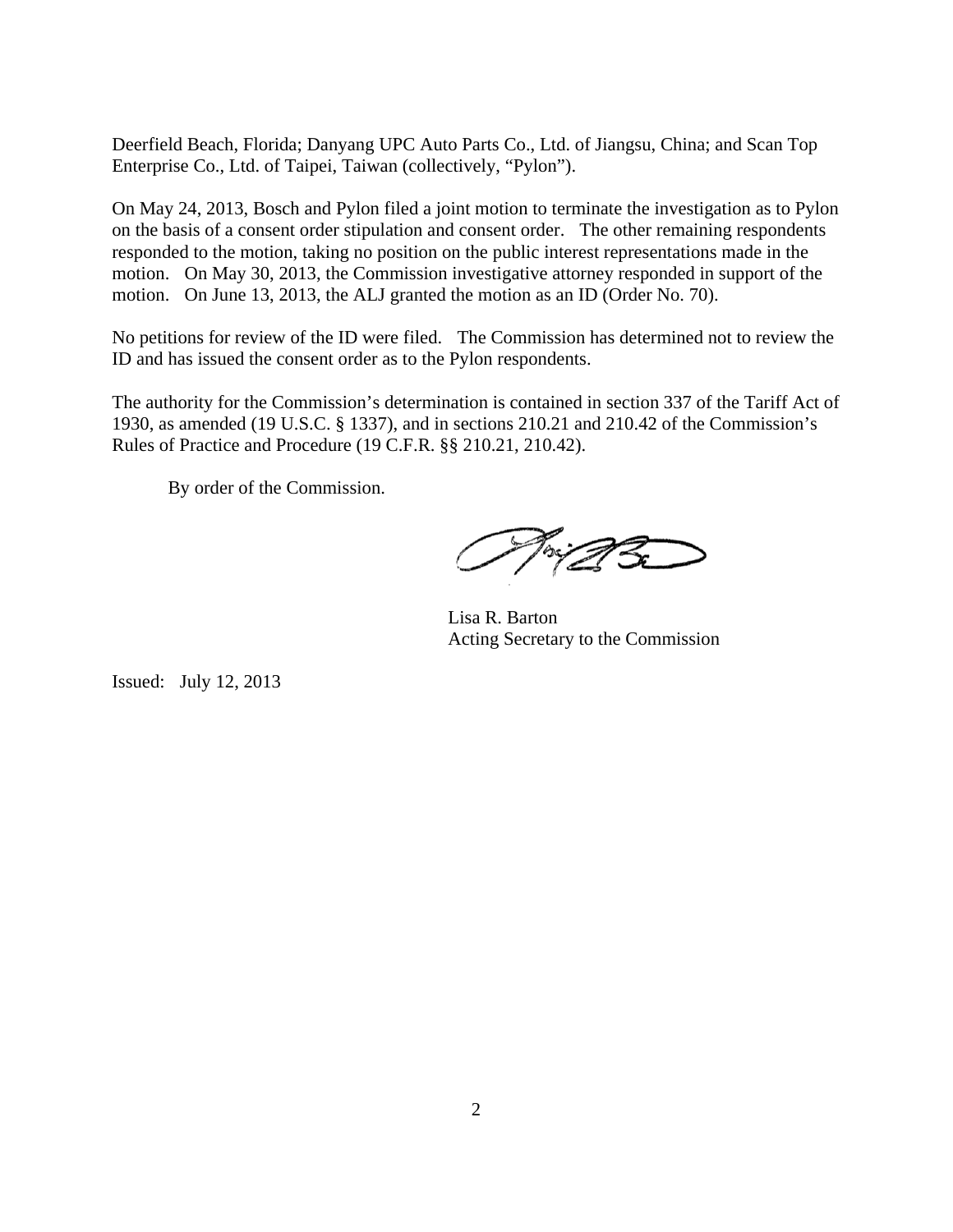Deerfield Beach, Florida; Danyang UPC Auto Parts Co., Ltd. of Jiangsu, China; and Scan Top Enterprise Co., Ltd. of Taipei, Taiwan (collectively, "Pylon").

On May 24, 2013, Bosch and Pylon filed a joint motion to terminate the investigation as to Pylon on the basis of a consent order stipulation and consent order. The other remaining respondents responded to the motion, taking no position on the public interest representations made in the motion. On May 30, 2013, the Commission investigative attorney responded in support of the motion. On June 13, 2013, the ALJ granted the motion as an ID (Order No. 70).

No petitions for review of the ID were filed. The Commission has determined not to review the ID and has issued the consent order as to the Pylon respondents.

The authority for the Commission's determination is contained in section 337 of the Tariff Act of 1930, as amended (19 U.S.C. § 1337), and in sections 210.21 and 210.42 of the Commission's Rules of Practice and Procedure (19 C.F.R. §§ 210.21, 210.42).

By order of the Commission.

Lisa R. Barton
Acting Secretary to the Commission

Issued: July 12, 2013